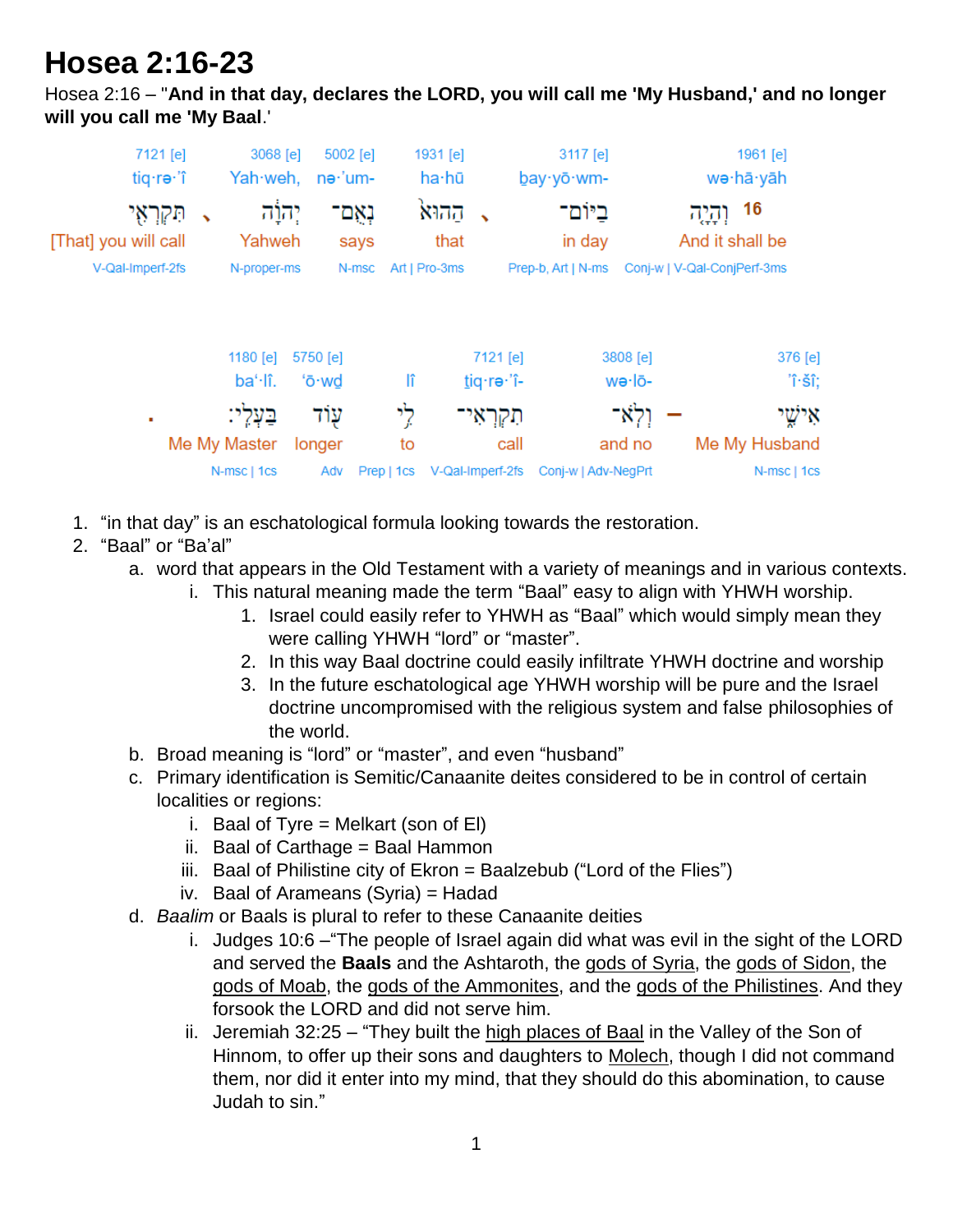# Hosea 2:16-23

Hosea 2:16 – "**And in that day, declares the LORD, you will call me 'My Husband,' and no longer will you call me 'My Baal**.'

| 7121 [e] | 3068 [e] | 5002 [e] | 1931 [e] | 3117 [e] | 1961 [e] |
|---|---|---|---|---|---|
| tiq·rə·'î | Yah·weh, | nə·'um- | ha·hū | ḇay·yō·wm- | wə·hā·yāh |
| תִּקְרְאִ֣י ، | יְהוָ֔ה | נְאֻם־ | הַהוּא֙ ، | בַיּוֹם־ | וְהָיָ֤ה 16 |
| [That] you will call | Yahweh | says | that | in day | And it shall be |
| V-Qal-Imperf-2fs | N-proper-ms | N-msc | Art \| Pro-3ms | Prep-b, Art \| N-ms | Conj-w \| V-Qal-ConjPerf-3ms |

| 1180 [e] | 5750 [e] | | 7121 [e] | 3808 [e] | 376 [e] |
|---|---|---|---|---|---|
| ba'·lî. | 'ō·wḏ | lî | ṯiq·rə·'î- | wə·lō- | 'î·šî; |
| . בַּעְלִֽי׃ | ע֖וֹד | לִ֥י | תִקְרְאִי־ | וְלֹא־ – | אִישִׁ֑י |
| Me My Master | longer | to | call | and no | Me My Husband |
| N-msc \| 1cs | Adv | Prep \| 1cs | V-Qal-Imperf-2fs | Conj-w \| Adv-NegPrt | N-msc \| 1cs |

1. “in that day” is an eschatological formula looking towards the restoration.
2. “Baal” or “Ba’al”
   a. word that appears in the Old Testament with a variety of meanings and in various contexts.
      i. This natural meaning made the term “Baal” easy to align with YHWH worship.
         1. Israel could easily refer to YHWH as “Baal” which would simply mean they were calling YHWH “lord” or “master”.
         2. In this way Baal doctrine could easily infiltrate YHWH doctrine and worship
         3. In the future eschatological age YHWH worship will be pure and the Israel doctrine uncompromised with the religious system and false philosophies of the world.
   b. Broad meaning is “lord” or “master”, and even “husband”
   c. Primary identification is Semitic/Canaanite deites considered to be in control of certain localities or regions:
      i. Baal of Tyre = Melkart (son of El)
      ii. Baal of Carthage = Baal Hammon
      iii. Baal of Philistine city of Ekron = Baalzebub (“Lord of the Flies”)
      iv. Baal of Arameans (Syria) = Hadad
   d. *Baalim* or Baals is plural to refer to these Canaanite deities
      i. Judges 10:6 –“The people of Israel again did what was evil in the sight of the LORD and served the **Baals** and the Ashtaroth, the gods of Syria, the gods of Sidon, the gods of Moab, the gods of the Ammonites, and the gods of the Philistines. And they forsook the LORD and did not serve him.
      ii. Jeremiah 32:25 – “They built the high places of Baal in the Valley of the Son of Hinnom, to offer up their sons and daughters to Molech, though I did not command them, nor did it enter into my mind, that they should do this abomination, to cause Judah to sin.”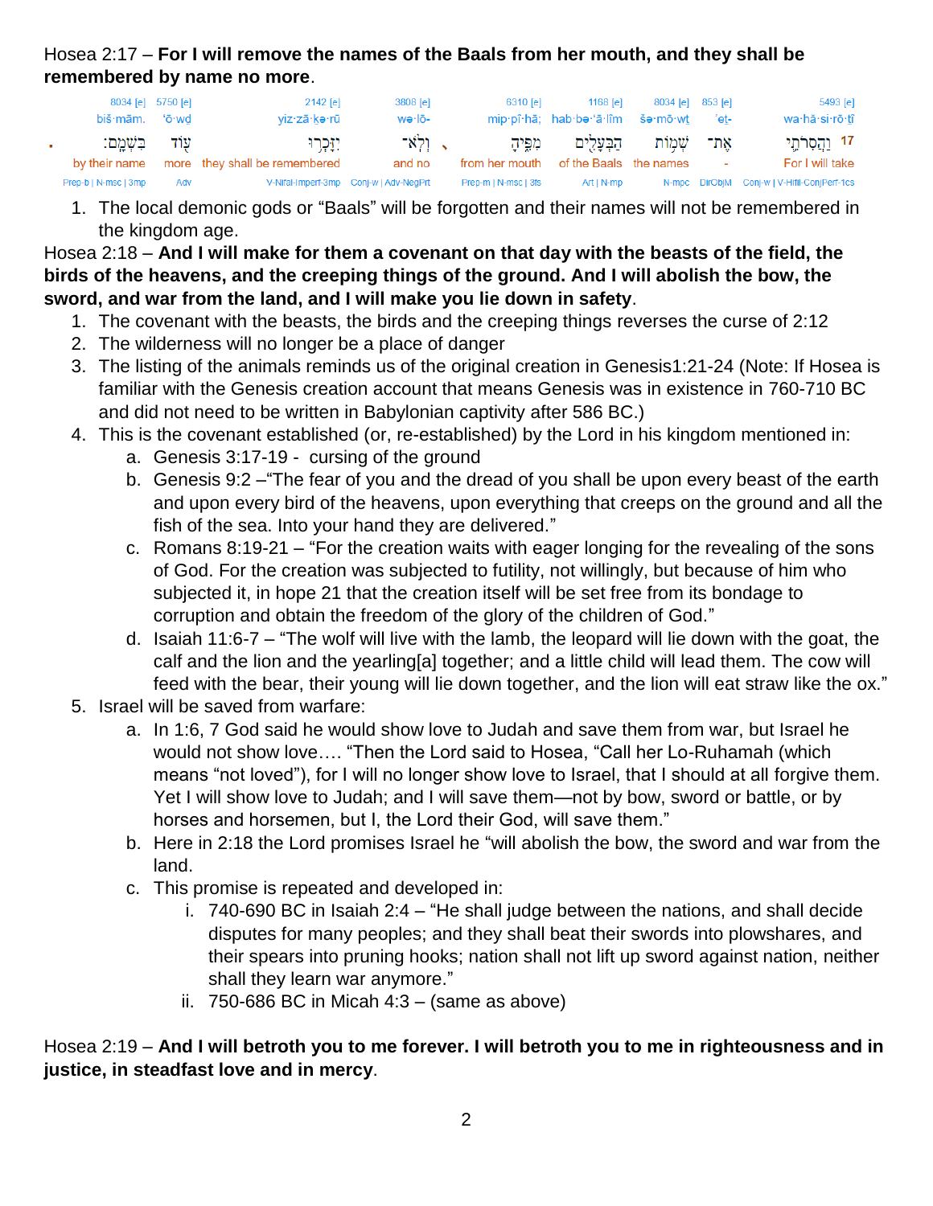Hosea 2:17 – **For I will remove the names of the Baals from her mouth, and they shall be remembered by name no more**.

| 8034 [e] | 5750 [e] | 2142 [e] | 3808 [e] | 6310 [e] | 1168 [e] | 8034 [e] | 853 [e] | 5493 [e] |
|---|---|---|---|---|---|---|---|---|
| biš·mām. | 'ō·wḏ | yiz·zā·ḵə·rū | wə·lō- | mip·pî·hā; | hab·bə·'ā·lîm | šə·mō·wṯ | 'eṯ- | wa·hă·si·rō·ṯî |
| בִּשְׁמָֽם׃ | ע֖וֹד | יִזָּכְר֥וּ | וְלֹֽא־ | מִפִּ֑יהָ | הַבְּעָלִ֖ים | שְׁמ֥וֹת | אֶת־ | 17 וַהֲסִרֹתִ֛י |
| by their name | more | they shall be remembered | and no | from her mouth | of the Baals | the names | - | For I will take |
| Prep-b \| N-msc \| 3mp | Adv | V-Nifal-Imperf-3mp | Conj-w \| Adv-NegPrt | Prep-m \| N-msc \| 3fs | Art \| N-mp | N-mpc | DirObjM | Conj-w \| V-Hifil-ConjPerf-1cs |

1. The local demonic gods or "Baals" will be forgotten and their names will not be remembered in the kingdom age.

Hosea 2:18 – **And I will make for them a covenant on that day with the beasts of the field, the birds of the heavens, and the creeping things of the ground. And I will abolish the bow, the sword, and war from the land, and I will make you lie down in safety**.

1. The covenant with the beasts, the birds and the creeping things reverses the curse of 2:12
2. The wilderness will no longer be a place of danger
3. The listing of the animals reminds us of the original creation in Genesis1:21-24 (Note: If Hosea is familiar with the Genesis creation account that means Genesis was in existence in 760-710 BC and did not need to be written in Babylonian captivity after 586 BC.)
4. This is the covenant established (or, re-established) by the Lord in his kingdom mentioned in:
   a. Genesis 3:17-19 - cursing of the ground
   b. Genesis 9:2 –"The fear of you and the dread of you shall be upon every beast of the earth and upon every bird of the heavens, upon everything that creeps on the ground and all the fish of the sea. Into your hand they are delivered."
   c. Romans 8:19-21 – "For the creation waits with eager longing for the revealing of the sons of God. For the creation was subjected to futility, not willingly, but because of him who subjected it, in hope 21 that the creation itself will be set free from its bondage to corruption and obtain the freedom of the glory of the children of God."
   d. Isaiah 11:6-7 – "The wolf will live with the lamb, the leopard will lie down with the goat, the calf and the lion and the yearling[a] together; and a little child will lead them. The cow will feed with the bear, their young will lie down together, and the lion will eat straw like the ox."
5. Israel will be saved from warfare:
   a. In 1:6, 7 God said he would show love to Judah and save them from war, but Israel he would not show love…. "Then the Lord said to Hosea, "Call her Lo-Ruhamah (which means "not loved"), for I will no longer show love to Israel, that I should at all forgive them. Yet I will show love to Judah; and I will save them—not by bow, sword or battle, or by horses and horsemen, but I, the Lord their God, will save them."
   b. Here in 2:18 the Lord promises Israel he "will abolish the bow, the sword and war from the land.
   c. This promise is repeated and developed in:
      i. 740-690 BC in Isaiah 2:4 – "He shall judge between the nations, and shall decide disputes for many peoples; and they shall beat their swords into plowshares, and their spears into pruning hooks; nation shall not lift up sword against nation, neither shall they learn war anymore."
      ii. 750-686 BC in Micah 4:3 – (same as above)

Hosea 2:19 – **And I will betroth you to me forever. I will betroth you to me in righteousness and in justice, in steadfast love and in mercy**.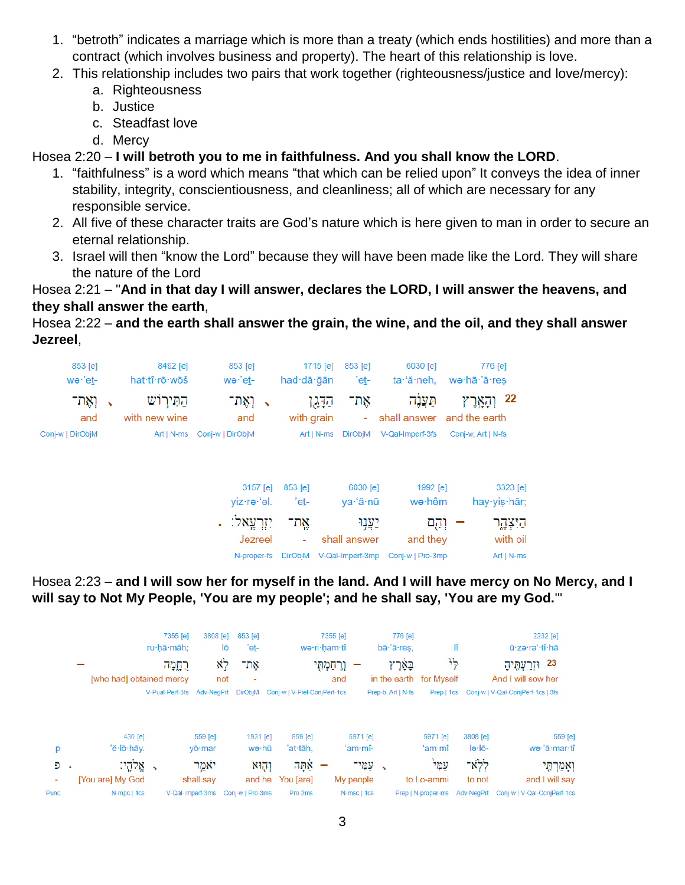1. "betroth" indicates a marriage which is more than a treaty (which ends hostilities) and more than a contract (which involves business and property). The heart of this relationship is love.
2. This relationship includes two pairs that work together (righteousness/justice and love/mercy):
   a. Righteousness
   b. Justice
   c. Steadfast love
   d. Mercy

Hosea 2:20 – **I will betroth you to me in faithfulness. And you shall know the LORD**.

1. "faithfulness" is a word which means "that which can be relied upon" It conveys the idea of inner stability, integrity, conscientiousness, and cleanliness; all of which are necessary for any responsible service.
2. All five of these character traits are God's nature which is here given to man in order to secure an eternal relationship.
3. Israel will then "know the Lord" because they will have been made like the Lord. They will share the nature of the Lord

Hosea 2:21 – "**And in that day I will answer, declares the LORD, I will answer the heavens, and they shall answer the earth**,

Hosea 2:22 – **and the earth shall answer the grain, the wine, and the oil, and they shall answer Jezreel**,

| 776 [e] | 6030 [e] | 853 [e] | 1715 [e] | 853 [e] | 8492 [e] | 853 [e] |
|---|---|---|---|---|---|---|
| wə·hā·'ā·reṣ | ta·'ă·neh, | 'eṯ- | had·dā·ḡān | wə·'eṯ- | hat·tî·rō·wōš | wə·'eṯ- |
| 22 וְהָאָ֣רֶץ | תַּעֲנֶ֔ה | אֶת־ | הַדָּגָ֖ן | וְאֶת־ | הַתִּיר֣וֹשׁ | וְאֶת־ |
| and the earth | shall answer | - | with grain | and | with new wine | and |
| Conj-w, Art \| N-fs | V-Qal-Imperf-3fs | DirObjM | Art \| N-ms | Conj-w \| DirObjM | Art \| N-ms | Conj-w \| DirObjM |

| 3323 [e] | 1992 [e] | 6030 [e] | 853 [e] | 3157 [e] |
|---|---|---|---|---|
| hay·yiṣ·hār; | wə·hêm | ya·'ă·nū | 'eṯ- | yiz·rə·'el. |
| הַיִּצְהָ֑ר | וְהֵ֖ם | יַעֲנ֥וּ | אֶֽת־ | יִזְרְעֶֽאל׃ |
| with oil | and they | shall answer | - | Jezreel |
| Art \| N-ms | Conj-w \| Pro-3mp | V-Qal-Imperf-3mp | DirObjM | N-proper-fs |

Hosea 2:23 – **and I will sow her for myself in the land. And I will have mercy on No Mercy, and I will say to Not My People, 'You are my people'; and he shall say, 'You are my God.'"**

| 2232 [e] | | 776 [e] | 7355 [e] | 853 [e] | 3808 [e] | 7355 [e] |
|---|---|---|---|---|---|---|
| ū·zə·ra'·tî·hā | lî | bā·'ā·reṣ, | wə·ri·ḥam·tî | 'eṯ- | lō | ru·ḥā·māh; |
| 23 וּזְרַעְתִּ֤יהָ | לִּי֙ | בָּאָ֔רֶץ | וְרִחַמְתִּ֖י | אֶת־ | לֹ֣א | רֻחָ֑מָה |
| And I will sow her | for Myself | in the earth | and | - | not | [who had] obtained mercy |
| Conj-w \| V-Qal-ConjPerf-1cs \| 3fs | Prep \| 1cs | Prep-b, Art \| N-fs | Conj-w \| V-Piel-ConjPerf-1cs | DirObjM | Adv-NegPrt | V-Pual-Perf-3fs |

| 559 [e] | 3808 [e] | 5971 [e] | 5971 [e] | 859 [e] | 1931 [e] | 559 [e] | 430 [e] | |
|---|---|---|---|---|---|---|---|---|
| wə·'ā·mar·tî | lə·lō- | 'am·mî | 'am·mî- | 'at·tāh, | wə·hū | yō·mar | 'ĕ·lō·hāy. | p̄ |
| וְאָמַרְתִּ֤י | לְלֹֽא־ | עַמִּי֙ | עַמִּי־ | אַ֔תָּה | וְה֖וּא | יֹאמַ֥ר | אֱלֹהָֽי׃ | פ |
| and I will say | to not | to Lo-ammi | My people | You [are] | and he | shall say | [You are] My God | - |
| Conj-w \| V-Qal-ConjPerf-1cs | Adv-NegPrt | Prep \| N-proper-ms | N-msc \| 1cs | Pro-2ms | Conj-w \| Pro-3ms | V-Qal-Imperf-3ms | N-mpc \| 1cs | Punc |